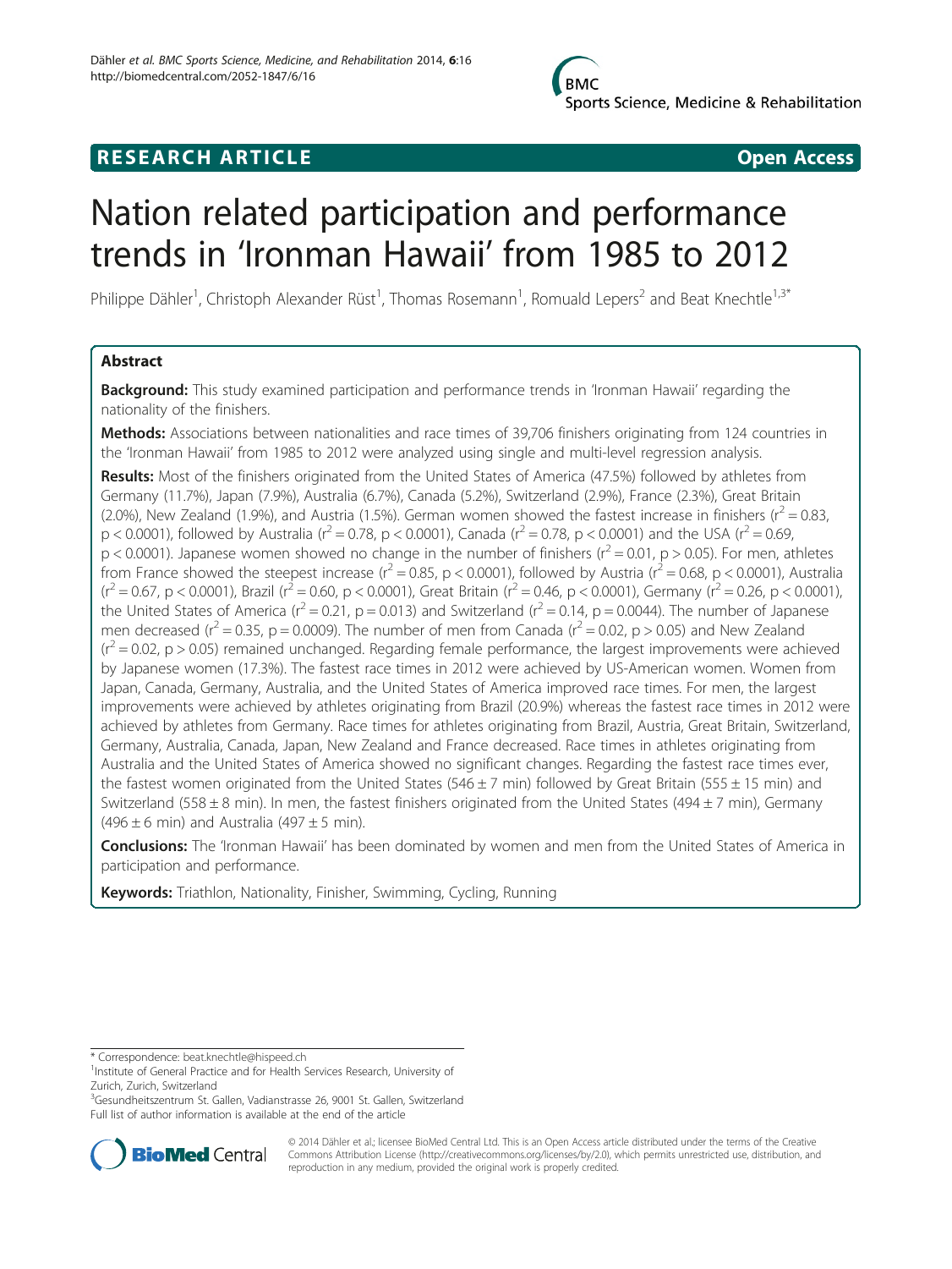**RESEARCH ARTICLE** **Open Access**

# Nation related participation and performance trends in 'Ironman Hawaii' from 1985 to 2012

Philippe Dähler[1], Christoph Alexander Rüst[1], Thomas Rosemann[1], Romuald Lepers[2] and Beat Knechtle[1,3*]

## Abstract

**Background:** This study examined participation and performance trends in 'Ironman Hawaii' regarding the nationality of the finishers.

**Methods:** Associations between nationalities and race times of 39,706 finishers originating from 124 countries in the 'Ironman Hawaii' from 1985 to 2012 were analyzed using single and multi-level regression analysis.

**Results:** Most of the finishers originated from the United States of America (47.5%) followed by athletes from Germany (11.7%), Japan (7.9%), Australia (6.7%), Canada (5.2%), Switzerland (2.9%), France (2.3%), Great Britain (2.0%), New Zealand (1.9%), and Austria (1.5%). German women showed the fastest increase in finishers ($r^2 = 0.83$, $p < 0.0001$), followed by Australia ($r^2 = 0.78$, $p < 0.0001$), Canada ($r^2 = 0.78$, $p < 0.0001$) and the USA ($r^2 = 0.69$, $p < 0.0001$). Japanese women showed no change in the number of finishers ($r^2 = 0.01$, $p > 0.05$). For men, athletes from France showed the steepest increase ($r^2 = 0.85$, $p < 0.0001$), followed by Austria ($r^2 = 0.68$, $p < 0.0001$), Australia ($r^2 = 0.67$, $p < 0.0001$), Brazil ($r^2 = 0.60$, $p < 0.0001$), Great Britain ($r^2 = 0.46$, $p < 0.0001$), Germany ($r^2 = 0.26$, $p < 0.0001$), the United States of America ($r^2 = 0.21$, $p = 0.013$) and Switzerland ($r^2 = 0.14$, $p = 0.0044$). The number of Japanese men decreased ($r^2 = 0.35$, $p = 0.0009$). The number of men from Canada ($r^2 = 0.02$, $p > 0.05$) and New Zealand ($r^2 = 0.02$, $p > 0.05$) remained unchanged. Regarding female performance, the largest improvements were achieved by Japanese women (17.3%). The fastest race times in 2012 were achieved by US-American women. Women from Japan, Canada, Germany, Australia, and the United States of America improved race times. For men, the largest improvements were achieved by athletes originating from Brazil (20.9%) whereas the fastest race times in 2012 were achieved by athletes from Germany. Race times for athletes originating from Brazil, Austria, Great Britain, Switzerland, Germany, Australia, Canada, Japan, New Zealand and France decreased. Race times in athletes originating from Australia and the United States of America showed no significant changes. Regarding the fastest race times ever, the fastest women originated from the United States ($546 \pm 7$ min) followed by Great Britain ($555 \pm 15$ min) and Switzerland ($558 \pm 8$ min). In men, the fastest finishers originated from the United States ($494 \pm 7$ min), Germany ($496 \pm 6$ min) and Australia ($497 \pm 5$ min).

**Conclusions:** The 'Ironman Hawaii' has been dominated by women and men from the United States of America in participation and performance.

**Keywords:** Triathlon, Nationality, Finisher, Swimming, Cycling, Running

---

\* Correspondence: beat.knechtle@hispeed.ch
[1]Institute of General Practice and for Health Services Research, University of Zurich, Zurich, Switzerland
[3]Gesundheitszentrum St. Gallen, Vadianstrasse 26, 9001 St. Gallen, Switzerland
Full list of author information is available at the end of the article

© 2014 Dähler et al.; licensee BioMed Central Ltd. This is an Open Access article distributed under the terms of the Creative Commons Attribution License (http://creativecommons.org/licenses/by/2.0), which permits unrestricted use, distribution, and reproduction in any medium, provided the original work is properly credited.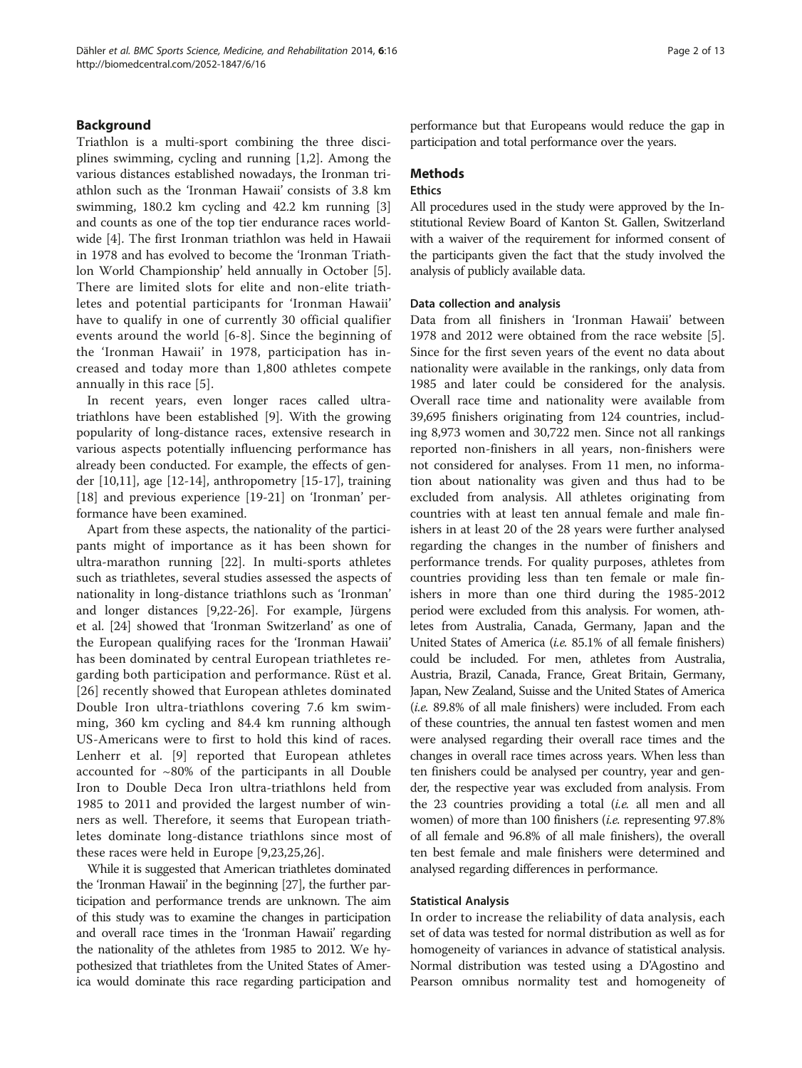## Background

Triathlon is a multi-sport combining the three disciplines swimming, cycling and running [1,2]. Among the various distances established nowadays, the Ironman triathlon such as the 'Ironman Hawaii' consists of 3.8 km swimming, 180.2 km cycling and 42.2 km running [3] and counts as one of the top tier endurance races worldwide [4]. The first Ironman triathlon was held in Hawaii in 1978 and has evolved to become the 'Ironman Triathlon World Championship' held annually in October [5]. There are limited slots for elite and non-elite triathletes and potential participants for 'Ironman Hawaii' have to qualify in one of currently 30 official qualifier events around the world [6-8]. Since the beginning of the 'Ironman Hawaii' in 1978, participation has increased and today more than 1,800 athletes compete annually in this race [5].

In recent years, even longer races called ultra-triathlons have been established [9]. With the growing popularity of long-distance races, extensive research in various aspects potentially influencing performance has already been conducted. For example, the effects of gender [10,11], age [12-14], anthropometry [15-17], training [18] and previous experience [19-21] on 'Ironman' performance have been examined.

Apart from these aspects, the nationality of the participants might of importance as it has been shown for ultra-marathon running [22]. In multi-sports athletes such as triathletes, several studies assessed the aspects of nationality in long-distance triathlons such as 'Ironman' and longer distances [9,22-26]. For example, Jürgens et al. [24] showed that 'Ironman Switzerland' as one of the European qualifying races for the 'Ironman Hawaii' has been dominated by central European triathletes regarding both participation and performance. Rüst et al. [26] recently showed that European athletes dominated Double Iron ultra-triathlons covering 7.6 km swimming, 360 km cycling and 84.4 km running although US-Americans were to first to hold this kind of races. Lenherr et al. [9] reported that European athletes accounted for ~80% of the participants in all Double Iron to Double Deca Iron ultra-triathlons held from 1985 to 2011 and provided the largest number of winners as well. Therefore, it seems that European triathletes dominate long-distance triathlons since most of these races were held in Europe [9,23,25,26].

While it is suggested that American triathletes dominated the 'Ironman Hawaii' in the beginning [27], the further participation and performance trends are unknown. The aim of this study was to examine the changes in participation and overall race times in the 'Ironman Hawaii' regarding the nationality of the athletes from 1985 to 2012. We hypothesized that triathletes from the United States of America would dominate this race regarding participation and performance but that Europeans would reduce the gap in participation and total performance over the years.

## Methods

### Ethics

All procedures used in the study were approved by the Institutional Review Board of Kanton St. Gallen, Switzerland with a waiver of the requirement for informed consent of the participants given the fact that the study involved the analysis of publicly available data.

### Data collection and analysis

Data from all finishers in 'Ironman Hawaii' between 1978 and 2012 were obtained from the race website [5]. Since for the first seven years of the event no data about nationality were available in the rankings, only data from 1985 and later could be considered for the analysis. Overall race time and nationality were available from 39,695 finishers originating from 124 countries, including 8,973 women and 30,722 men. Since not all rankings reported non-finishers in all years, non-finishers were not considered for analyses. From 11 men, no information about nationality was given and thus had to be excluded from analysis. All athletes originating from countries with at least ten annual female and male finishers in at least 20 of the 28 years were further analysed regarding the changes in the number of finishers and performance trends. For quality purposes, athletes from countries providing less than ten female or male finishers in more than one third during the 1985-2012 period were excluded from this analysis. For women, athletes from Australia, Canada, Germany, Japan and the United States of America (*i.e.* 85.1% of all female finishers) could be included. For men, athletes from Australia, Austria, Brazil, Canada, France, Great Britain, Germany, Japan, New Zealand, Suisse and the United States of America (*i.e.* 89.8% of all male finishers) were included. From each of these countries, the annual ten fastest women and men were analysed regarding their overall race times and the changes in overall race times across years. When less than ten finishers could be analysed per country, year and gender, the respective year was excluded from analysis. From the 23 countries providing a total (*i.e.* all men and all women) of more than 100 finishers (*i.e.* representing 97.8% of all female and 96.8% of all male finishers), the overall ten best female and male finishers were determined and analysed regarding differences in performance.

### Statistical Analysis

In order to increase the reliability of data analysis, each set of data was tested for normal distribution as well as for homogeneity of variances in advance of statistical analysis. Normal distribution was tested using a D'Agostino and Pearson omnibus normality test and homogeneity of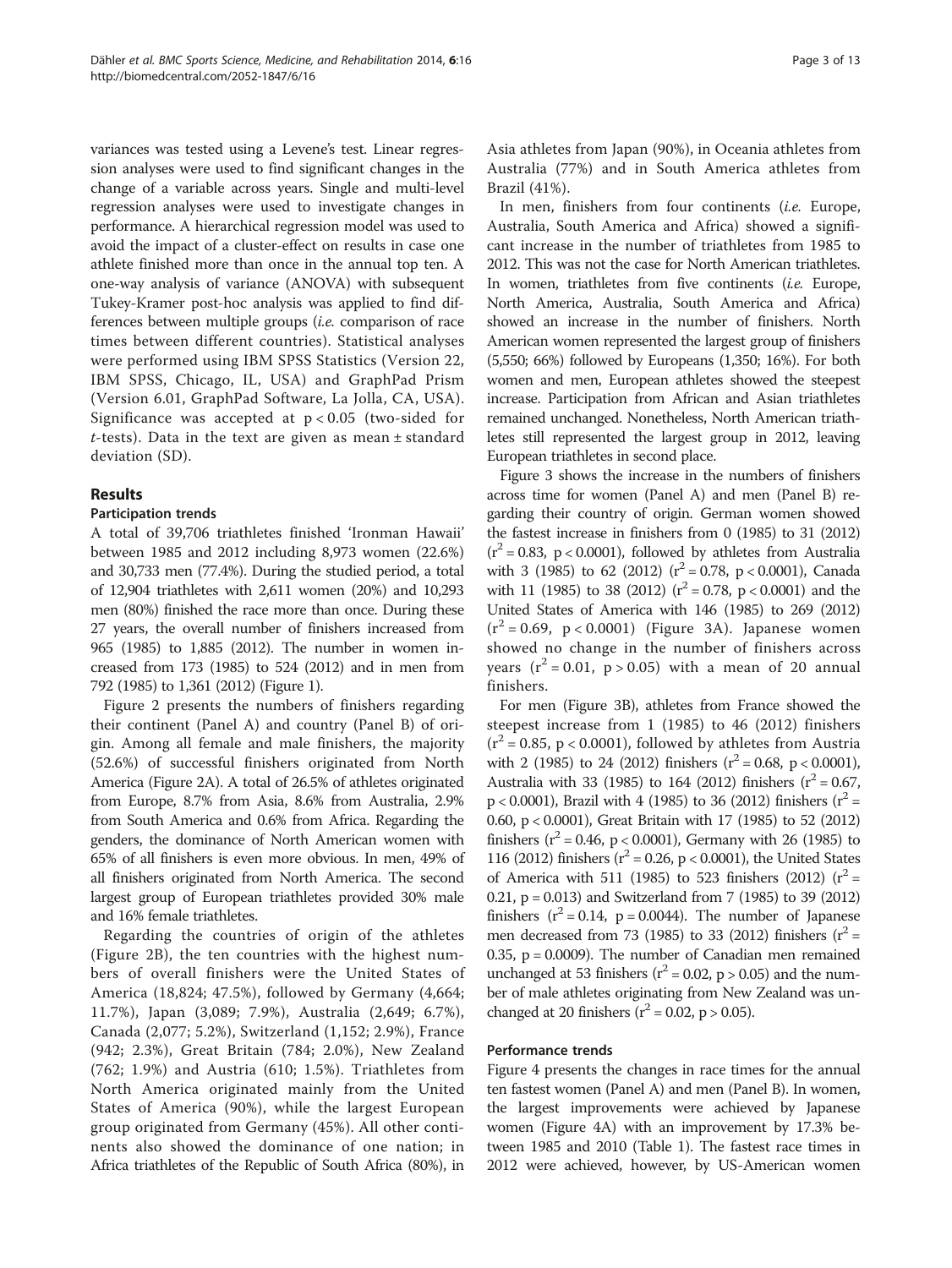variances was tested using a Levene's test. Linear regression analyses were used to find significant changes in the change of a variable across years. Single and multi-level regression analyses were used to investigate changes in performance. A hierarchical regression model was used to avoid the impact of a cluster-effect on results in case one athlete finished more than once in the annual top ten. A one-way analysis of variance (ANOVA) with subsequent Tukey-Kramer post-hoc analysis was applied to find differences between multiple groups (*i.e.* comparison of race times between different countries). Statistical analyses were performed using IBM SPSS Statistics (Version 22, IBM SPSS, Chicago, IL, USA) and GraphPad Prism (Version 6.01, GraphPad Software, La Jolla, CA, USA). Significance was accepted at $p < 0.05$ (two-sided for *t*-tests). Data in the text are given as mean ± standard deviation (SD).

## Results

### Participation trends

A total of 39,706 triathletes finished 'Ironman Hawaii' between 1985 and 2012 including 8,973 women (22.6%) and 30,733 men (77.4%). During the studied period, a total of 12,904 triathletes with 2,611 women (20%) and 10,293 men (80%) finished the race more than once. During these 27 years, the overall number of finishers increased from 965 (1985) to 1,885 (2012). The number in women increased from 173 (1985) to 524 (2012) and in men from 792 (1985) to 1,361 (2012) (Figure 1).

Figure 2 presents the numbers of finishers regarding their continent (Panel A) and country (Panel B) of origin. Among all female and male finishers, the majority (52.6%) of successful finishers originated from North America (Figure 2A). A total of 26.5% of athletes originated from Europe, 8.7% from Asia, 8.6% from Australia, 2.9% from South America and 0.6% from Africa. Regarding the genders, the dominance of North American women with 65% of all finishers is even more obvious. In men, 49% of all finishers originated from North America. The second largest group of European triathletes provided 30% male and 16% female triathletes.

Regarding the countries of origin of the athletes (Figure 2B), the ten countries with the highest numbers of overall finishers were the United States of America (18,824; 47.5%), followed by Germany (4,664; 11.7%), Japan (3,089; 7.9%), Australia (2,649; 6.7%), Canada (2,077; 5.2%), Switzerland (1,152; 2.9%), France (942; 2.3%), Great Britain (784; 2.0%), New Zealand (762; 1.9%) and Austria (610; 1.5%). Triathletes from North America originated mainly from the United States of America (90%), while the largest European group originated from Germany (45%). All other continents also showed the dominance of one nation; in Africa triathletes of the Republic of South Africa (80%), in Asia athletes from Japan (90%), in Oceania athletes from Australia (77%) and in South America athletes from Brazil (41%).

In men, finishers from four continents (*i.e.* Europe, Australia, South America and Africa) showed a significant increase in the number of triathletes from 1985 to 2012. This was not the case for North American triathletes. In women, triathletes from five continents (*i.e.* Europe, North America, Australia, South America and Africa) showed an increase in the number of finishers. North American women represented the largest group of finishers (5,550; 66%) followed by Europeans (1,350; 16%). For both women and men, European athletes showed the steepest increase. Participation from African and Asian triathletes remained unchanged. Nonetheless, North American triathletes still represented the largest group in 2012, leaving European triathletes in second place.

Figure 3 shows the increase in the numbers of finishers across time for women (Panel A) and men (Panel B) regarding their country of origin. German women showed the fastest increase in finishers from 0 (1985) to 31 (2012) ($r^2 = 0.83$, $p < 0.0001$), followed by athletes from Australia with 3 (1985) to 62 (2012) ($r^2 = 0.78$, $p < 0.0001$), Canada with 11 (1985) to 38 (2012) ($r^2 = 0.78$, $p < 0.0001$) and the United States of America with 146 (1985) to 269 (2012) ($r^2 = 0.69$, $p < 0.0001$) (Figure 3A). Japanese women showed no change in the number of finishers across years ($r^2 = 0.01$, $p > 0.05$) with a mean of 20 annual finishers.

For men (Figure 3B), athletes from France showed the steepest increase from 1 (1985) to 46 (2012) finishers ($r^2 = 0.85$, $p < 0.0001$), followed by athletes from Austria with 2 (1985) to 24 (2012) finishers ($r^2 = 0.68$, $p < 0.0001$), Australia with 33 (1985) to 164 (2012) finishers ($r^2 = 0.67$, $p < 0.0001$), Brazil with 4 (1985) to 36 (2012) finishers ($r^2 = 0.60$, $p < 0.0001$), Great Britain with 17 (1985) to 52 (2012) finishers ($r^2 = 0.46$, $p < 0.0001$), Germany with 26 (1985) to 116 (2012) finishers ($r^2 = 0.26$, $p < 0.0001$), the United States of America with 511 (1985) to 523 finishers (2012) ($r^2 = 0.21$, $p = 0.013$) and Switzerland from 7 (1985) to 39 (2012) finishers ($r^2 = 0.14$, $p = 0.0044$). The number of Japanese men decreased from 73 (1985) to 33 (2012) finishers ($r^2 = 0.35$, $p = 0.0009$). The number of Canadian men remained unchanged at 53 finishers ($r^2 = 0.02$, $p > 0.05$) and the number of male athletes originating from New Zealand was unchanged at 20 finishers ($r^2 = 0.02$, $p > 0.05$).

### Performance trends

Figure 4 presents the changes in race times for the annual ten fastest women (Panel A) and men (Panel B). In women, the largest improvements were achieved by Japanese women (Figure 4A) with an improvement by 17.3% between 1985 and 2010 (Table 1). The fastest race times in 2012 were achieved, however, by US-American women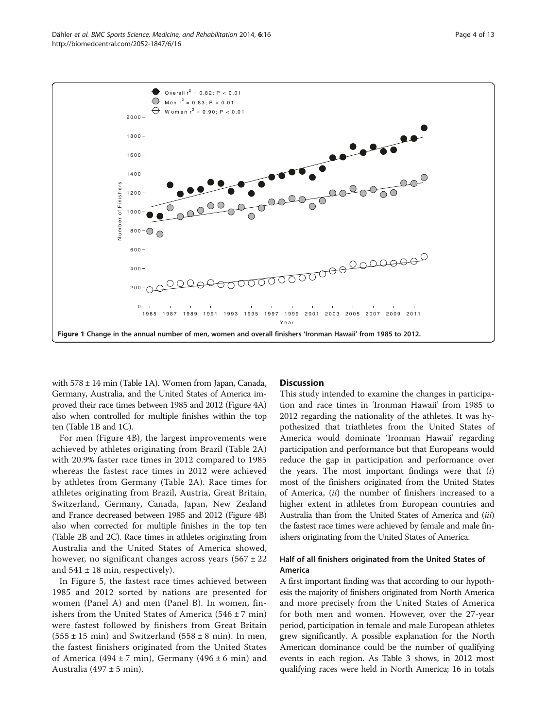Figure 1 Change in the annual number of men, women and overall finishers 'Ironman Hawaii' from 1985 to 2012.

with 578 ± 14 min (Table 1A). Women from Japan, Canada, Germany, Australia, and the United States of America improved their race times between 1985 and 2012 (Figure 4A) also when controlled for multiple finishes within the top ten (Table 1B and 1C).

For men (Figure 4B), the largest improvements were achieved by athletes originating from Brazil (Table 2A) with 20.9% faster race times in 2012 compared to 1985 whereas the fastest race times in 2012 were achieved by athletes from Germany (Table 2A). Race times for athletes originating from Brazil, Austria, Great Britain, Switzerland, Germany, Canada, Japan, New Zealand and France decreased between 1985 and 2012 (Figure 4B) also when corrected for multiple finishes in the top ten (Table 2B and 2C). Race times in athletes originating from Australia and the United States of America showed, however, no significant changes across years (567 ± 22 and 541 ± 18 min, respectively).

In Figure 5, the fastest race times achieved between 1985 and 2012 sorted by nations are presented for women (Panel A) and men (Panel B). In women, finishers from the United States of America (546 ± 7 min) were fastest followed by finishers from Great Britain (555 ± 15 min) and Switzerland (558 ± 8 min). In men, the fastest finishers originated from the United States of America (494 ± 7 min), Germany (496 ± 6 min) and Australia (497 ± 5 min).

## Discussion

This study intended to examine the changes in participation and race times in 'Ironman Hawaii' from 1985 to 2012 regarding the nationality of the athletes. It was hypothesized that triathletes from the United States of America would dominate 'Ironman Hawaii' regarding participation and performance but that Europeans would reduce the gap in participation and performance over the years. The most important findings were that (*i*) most of the finishers originated from the United States of America, (*ii*) the number of finishers increased to a higher extent in athletes from European countries and Australia than from the United States of America and (*iii*) the fastest race times were achieved by female and male finishers originating from the United States of America.

### Half of all finishers originated from the United States of America

A first important finding was that according to our hypothesis the majority of finishers originated from North America and more precisely from the United States of America for both men and women. However, over the 27-year period, participation in female and male European athletes grew significantly. A possible explanation for the North American dominance could be the number of qualifying events in each region. As Table 3 shows, in 2012 most qualifying races were held in North America; 16 in totals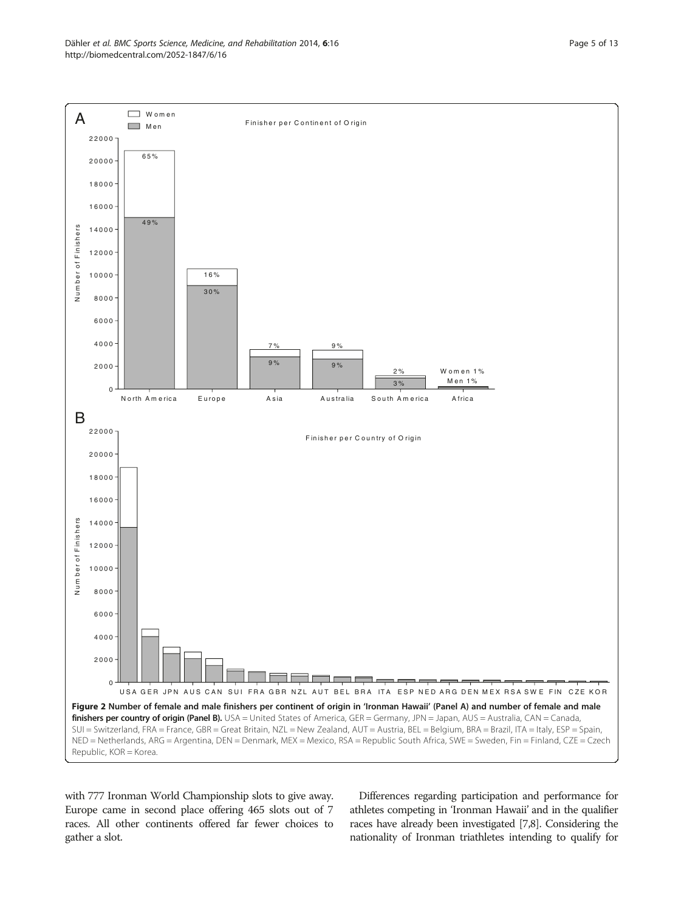**Figure 2 Number of female and male finishers per continent of origin in 'Ironman Hawaii' (Panel A) and number of female and male finishers per country of origin (Panel B).** USA = United States of America, GER = Germany, JPN = Japan, AUS = Australia, CAN = Canada, SUI = Switzerland, FRA = France, GBR = Great Britain, NZL = New Zealand, AUT = Austria, BEL = Belgium, BRA = Brazil, ITA = Italy, ESP = Spain, NED = Netherlands, ARG = Argentina, DEN = Denmark, MEX = Mexico, RSA = Republic South Africa, SWE = Sweden, Fin = Finland, CZE = Czech Republic, KOR = Korea.

with 777 Ironman World Championship slots to give away. Europe came in second place offering 465 slots out of 7 races. All other continents offered far fewer choices to gather a slot.

Differences regarding participation and performance for athletes competing in 'Ironman Hawaii' and in the qualifier races have already been investigated [7,8]. Considering the nationality of Ironman triathletes intending to qualify for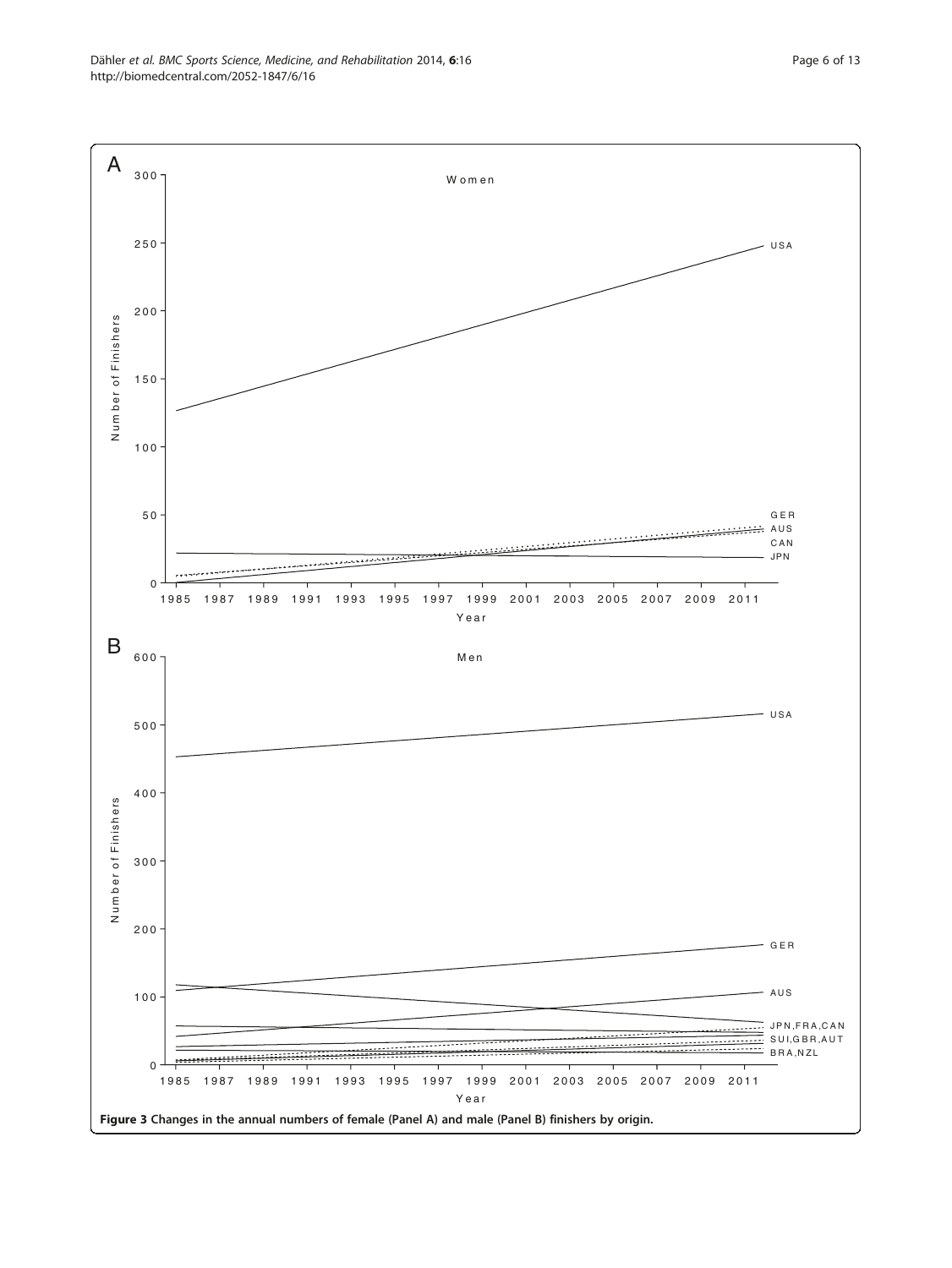**Figure 3 Changes in the annual numbers of female (Panel A) and male (Panel B) finishers by origin.**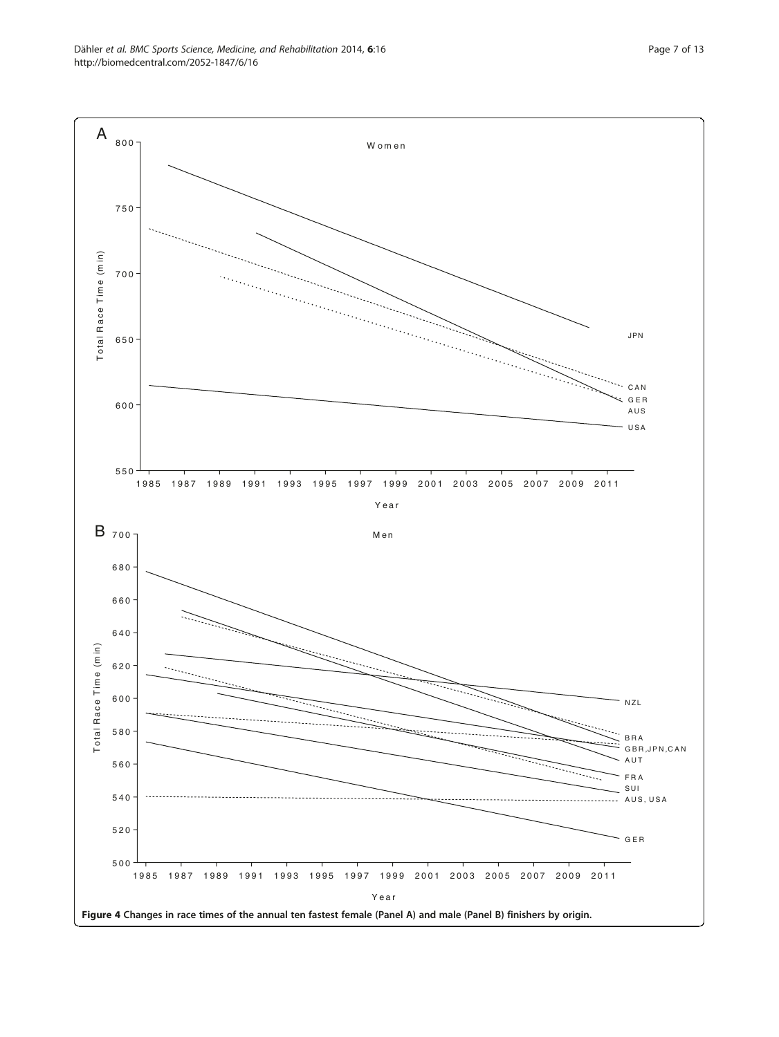**Figure 4 Changes in race times of the annual ten fastest female (Panel A) and male (Panel B) finishers by origin.**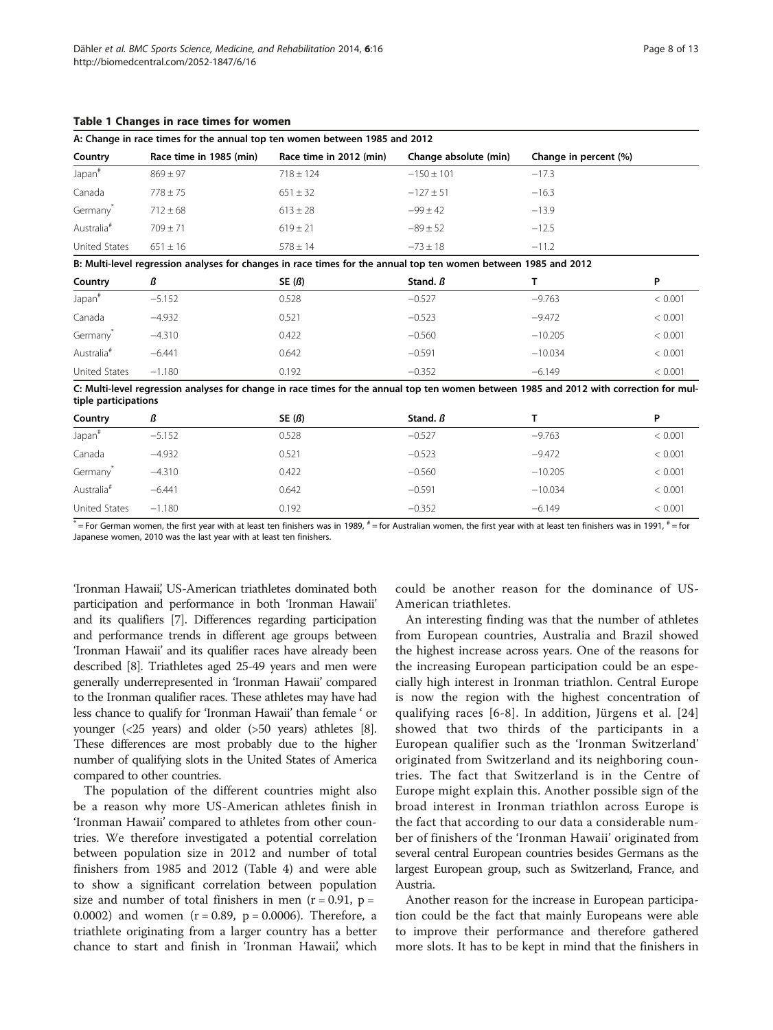**Table 1 Changes in race times for women**

| A: Change in race times for the annual top ten women between 1985 and 2012 | | | | | |
|---|---|---|---|---|---|
| **Country** | **Race time in 1985 (min)** | **Race time in 2012 (min)** | **Change absolute (min)** | **Change in percent (%)** | |
| Japan[#] | 869 ± 97 | 718 ± 124 | −150 ± 101 | −17.3 | |
| Canada | 778 ± 75 | 651 ± 32 | −127 ± 51 | −16.3 | |
| Germany[*] | 712 ± 68 | 613 ± 28 | −99 ± 42 | −13.9 | |
| Australia[#] | 709 ± 71 | 619 ± 21 | −89 ± 52 | −12.5 | |
| United States | 651 ± 16 | 578 ± 14 | −73 ± 18 | −11.2 | |
| **B: Multi-level regression analyses for changes in race times for the annual top ten women between 1985 and 2012** | | | | | |
| **Country** | **ß** | **SE (ß)** | **Stand. ß** | **T** | **P** |
| Japan[#] | −5.152 | 0.528 | −0.527 | −9.763 | < 0.001 |
| Canada | −4.932 | 0.521 | −0.523 | −9.472 | < 0.001 |
| Germany[*] | −4.310 | 0.422 | −0.560 | −10.205 | < 0.001 |
| Australia[#] | −6.441 | 0.642 | −0.591 | −10.034 | < 0.001 |
| United States | −1.180 | 0.192 | −0.352 | −6.149 | < 0.001 |
| **C: Multi-level regression analyses for change in race times for the annual top ten women between 1985 and 2012 with correction for multiple participations** | | | | | |
| **Country** | **ß** | **SE (ß)** | **Stand. ß** | **T** | **P** |
| Japan[#] | −5.152 | 0.528 | −0.527 | −9.763 | < 0.001 |
| Canada | −4.932 | 0.521 | −0.523 | −9.472 | < 0.001 |
| Germany[*] | −4.310 | 0.422 | −0.560 | −10.205 | < 0.001 |
| Australia[#] | −6.441 | 0.642 | −0.591 | −10.034 | < 0.001 |
| United States | −1.180 | 0.192 | −0.352 | −6.149 | < 0.001 |

[*] = For German women, the first year with at least ten finishers was in 1989, [#] = for Australian women, the first year with at least ten finishers was in 1991, [#] = for Japanese women, 2010 was the last year with at least ten finishers.

'Ironman Hawaii', US-American triathletes dominated both participation and performance in both 'Ironman Hawaii' and its qualifiers [7]. Differences regarding participation and performance trends in different age groups between 'Ironman Hawaii' and its qualifier races have already been described [8]. Triathletes aged 25-49 years and men were generally underrepresented in 'Ironman Hawaii' compared to the Ironman qualifier races. These athletes may have had less chance to qualify for 'Ironman Hawaii' than female ' or younger (<25 years) and older (>50 years) athletes [8]. These differences are most probably due to the higher number of qualifying slots in the United States of America compared to other countries.

The population of the different countries might also be a reason why more US-American athletes finish in 'Ironman Hawaii' compared to athletes from other countries. We therefore investigated a potential correlation between population size in 2012 and number of total finishers from 1985 and 2012 (Table 4) and were able to show a significant correlation between population size and number of total finishers in men ($r = 0.91$, $p = 0.0002$) and women ($r = 0.89$, $p = 0.0006$). Therefore, a triathlete originating from a larger country has a better chance to start and finish in 'Ironman Hawaii', which could be another reason for the dominance of US-American triathletes.

An interesting finding was that the number of athletes from European countries, Australia and Brazil showed the highest increase across years. One of the reasons for the increasing European participation could be an especially high interest in Ironman triathlon. Central Europe is now the region with the highest concentration of qualifying races [6-8]. In addition, Jürgens et al. [24] showed that two thirds of the participants in a European qualifier such as the 'Ironman Switzerland' originated from Switzerland and its neighboring countries. The fact that Switzerland is in the Centre of Europe might explain this. Another possible sign of the broad interest in Ironman triathlon across Europe is the fact that according to our data a considerable number of finishers of the 'Ironman Hawaii' originated from several central European countries besides Germans as the largest European group, such as Switzerland, France, and Austria.

Another reason for the increase in European participation could be the fact that mainly Europeans were able to improve their performance and therefore gathered more slots. It has to be kept in mind that the finishers in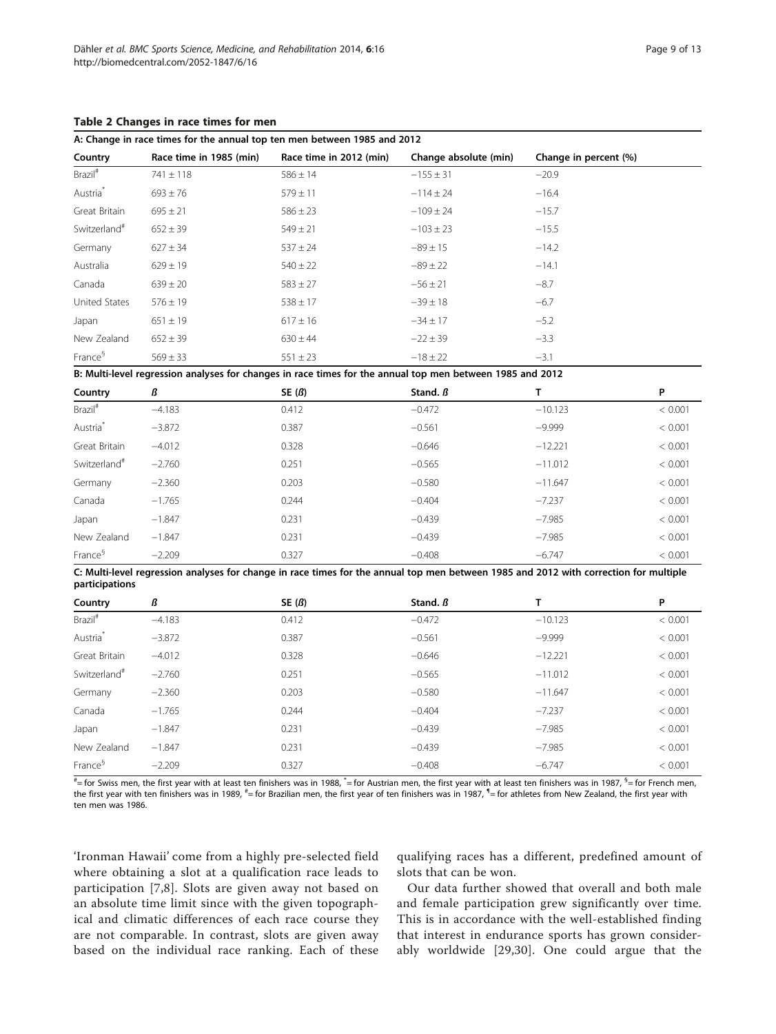**Table 2 Changes in race times for men**

**A: Change in race times for the annual top ten men between 1985 and 2012**

| Country | Race time in 1985 (min) | Race time in 2012 (min) | Change absolute (min) | Change in percent (%) |
|---|---|---|---|---|
| Brazil[#] | 741 ± 118 | 586 ± 14 | −155 ± 31 | −20.9 |
| Austria[*] | 693 ± 76 | 579 ± 11 | −114 ± 24 | −16.4 |
| Great Britain | 695 ± 21 | 586 ± 23 | −109 ± 24 | −15.7 |
| Switzerland[#] | 652 ± 39 | 549 ± 21 | −103 ± 23 | −15.5 |
| Germany | 627 ± 34 | 537 ± 24 | −89 ± 15 | −14.2 |
| Australia | 629 ± 19 | 540 ± 22 | −89 ± 22 | −14.1 |
| Canada | 639 ± 20 | 583 ± 27 | −56 ± 21 | −8.7 |
| United States | 576 ± 19 | 538 ± 17 | −39 ± 18 | −6.7 |
| Japan | 651 ± 19 | 617 ± 16 | −34 ± 17 | −5.2 |
| New Zealand | 652 ± 39 | 630 ± 44 | −22 ± 39 | −3.3 |
| France[§] | 569 ± 33 | 551 ± 23 | −18 ± 22 | −3.1 |

**B: Multi-level regression analyses for changes in race times for the annual top men between 1985 and 2012**

| Country | ß | SE (ß) | Stand. ß | T | P |
|---|---|---|---|---|---|
| Brazil[#] | −4.183 | 0.412 | −0.472 | −10.123 | < 0.001 |
| Austria[*] | −3.872 | 0.387 | −0.561 | −9.999 | < 0.001 |
| Great Britain | −4.012 | 0.328 | −0.646 | −12.221 | < 0.001 |
| Switzerland[#] | −2.760 | 0.251 | −0.565 | −11.012 | < 0.001 |
| Germany | −2.360 | 0.203 | −0.580 | −11.647 | < 0.001 |
| Canada | −1.765 | 0.244 | −0.404 | −7.237 | < 0.001 |
| Japan | −1.847 | 0.231 | −0.439 | −7.985 | < 0.001 |
| New Zealand | −1.847 | 0.231 | −0.439 | −7.985 | < 0.001 |
| France[§] | −2.209 | 0.327 | −0.408 | −6.747 | < 0.001 |

**C: Multi-level regression analyses for change in race times for the annual top men between 1985 and 2012 with correction for multiple participations**

| Country | ß | SE (ß) | Stand. ß | T | P |
|---|---|---|---|---|---|
| Brazil[#] | −4.183 | 0.412 | −0.472 | −10.123 | < 0.001 |
| Austria[*] | −3.872 | 0.387 | −0.561 | −9.999 | < 0.001 |
| Great Britain | −4.012 | 0.328 | −0.646 | −12.221 | < 0.001 |
| Switzerland[#] | −2.760 | 0.251 | −0.565 | −11.012 | < 0.001 |
| Germany | −2.360 | 0.203 | −0.580 | −11.647 | < 0.001 |
| Canada | −1.765 | 0.244 | −0.404 | −7.237 | < 0.001 |
| Japan | −1.847 | 0.231 | −0.439 | −7.985 | < 0.001 |
| New Zealand | −1.847 | 0.231 | −0.439 | −7.985 | < 0.001 |
| France[§] | −2.209 | 0.327 | −0.408 | −6.747 | < 0.001 |

[#]= for Swiss men, the first year with at least ten finishers was in 1988, [*]= for Austrian men, the first year with at least ten finishers was in 1987, [§]= for French men, the first year with ten finishers was in 1989, [#]= for Brazilian men, the first year of ten finishers was in 1987, [¶]= for athletes from New Zealand, the first year with ten men was 1986.

'Ironman Hawaii' come from a highly pre-selected field where obtaining a slot at a qualification race leads to participation [7,8]. Slots are given away not based on an absolute time limit since with the given topographical and climatic differences of each race course they are not comparable. In contrast, slots are given away based on the individual race ranking. Each of these qualifying races has a different, predefined amount of slots that can be won.

Our data further showed that overall and both male and female participation grew significantly over time. This is in accordance with the well-established finding that interest in endurance sports has grown considerably worldwide [29,30]. One could argue that the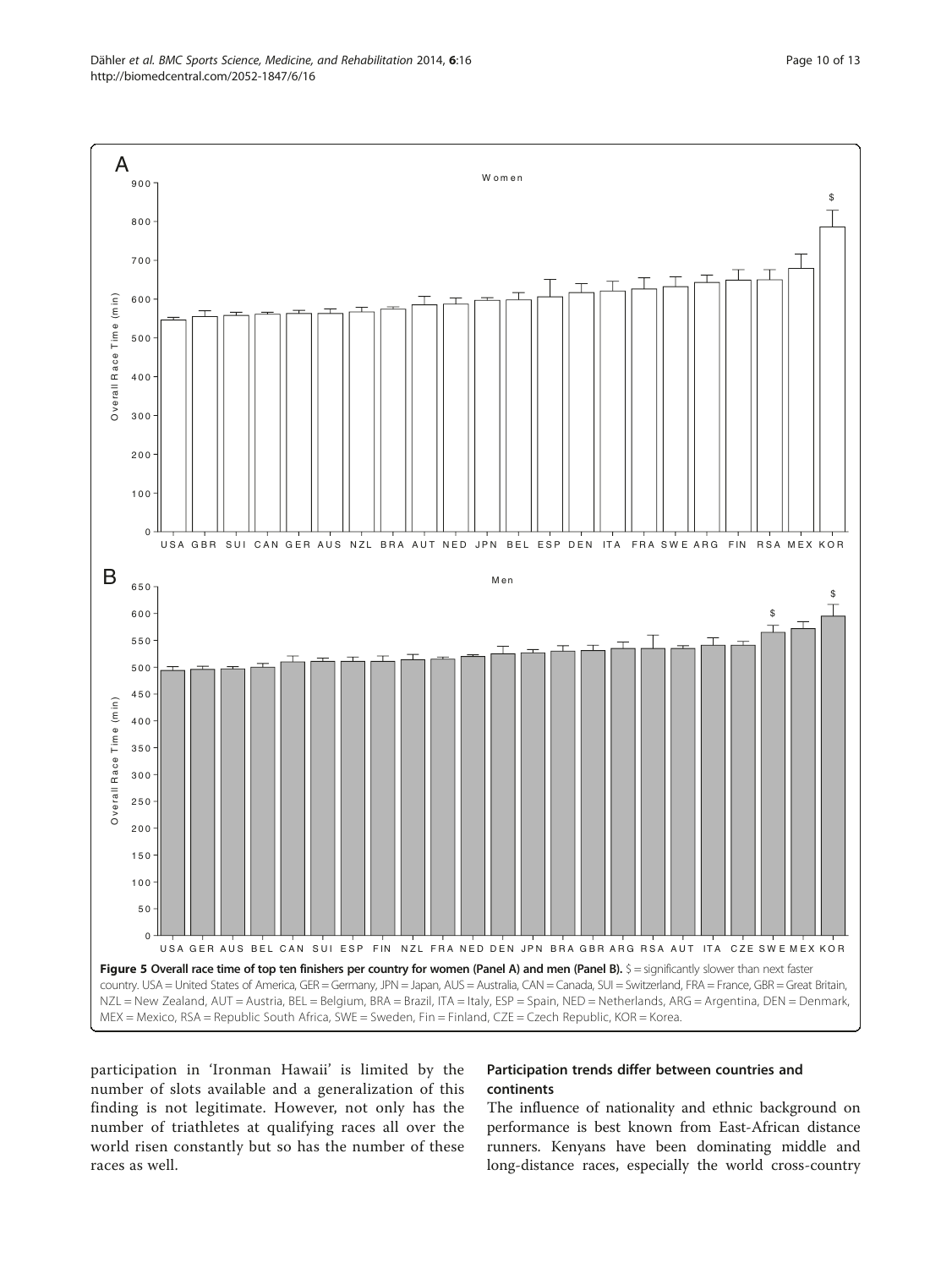**Figure 5 Overall race time of top ten finishers per country for women (Panel A) and men (Panel B).** $ = significantly slower than next faster country. USA = United States of America, GER = Germany, JPN = Japan, AUS = Australia, CAN = Canada, SUI = Switzerland, FRA = France, GBR = Great Britain, NZL = New Zealand, AUT = Austria, BEL = Belgium, BRA = Brazil, ITA = Italy, ESP = Spain, NED = Netherlands, ARG = Argentina, DEN = Denmark, MEX = Mexico, RSA = Republic South Africa, SWE = Sweden, Fin = Finland, CZE = Czech Republic, KOR = Korea.

participation in 'Ironman Hawaii' is limited by the number of slots available and a generalization of this finding is not legitimate. However, not only has the number of triathletes at qualifying races all over the world risen constantly but so has the number of these races as well.

### Participation trends differ between countries and continents

The influence of nationality and ethnic background on performance is best known from East-African distance runners. Kenyans have been dominating middle and long-distance races, especially the world cross-country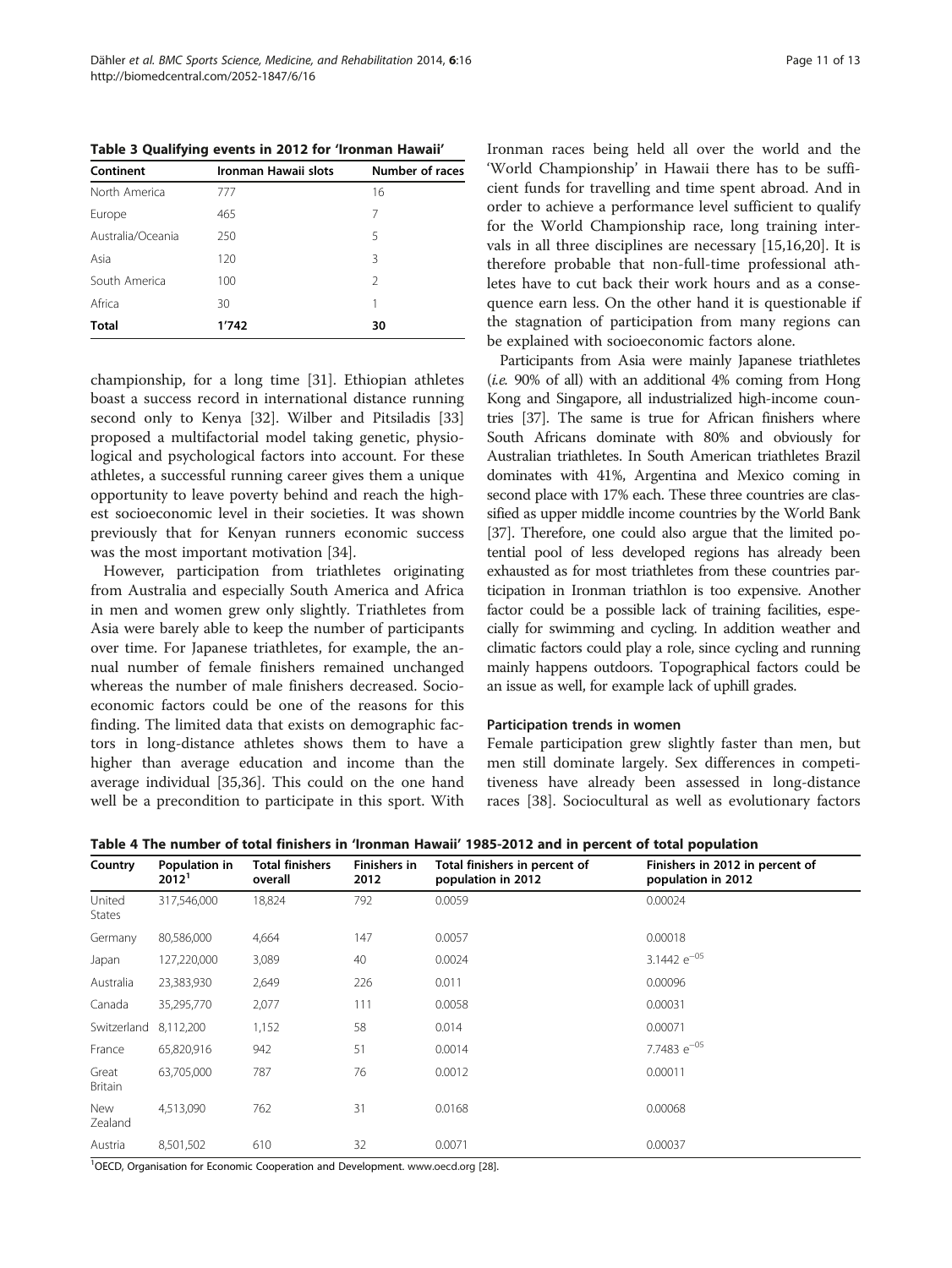**Table 3 Qualifying events in 2012 for 'Ironman Hawaii'**

| Continent | Ironman Hawaii slots | Number of races |
|---|---|---|
| North America | 777 | 16 |
| Europe | 465 | 7 |
| Australia/Oceania | 250 | 5 |
| Asia | 120 | 3 |
| South America | 100 | 2 |
| Africa | 30 | 1 |
| **Total** | **1'742** | **30** |

championship, for a long time [31]. Ethiopian athletes boast a success record in international distance running second only to Kenya [32]. Wilber and Pitsiladis [33] proposed a multifactorial model taking genetic, physiological and psychological factors into account. For these athletes, a successful running career gives them a unique opportunity to leave poverty behind and reach the highest socioeconomic level in their societies. It was shown previously that for Kenyan runners economic success was the most important motivation [34].

However, participation from triathletes originating from Australia and especially South America and Africa in men and women grew only slightly. Triathletes from Asia were barely able to keep the number of participants over time. For Japanese triathletes, for example, the annual number of female finishers remained unchanged whereas the number of male finishers decreased. Socioeconomic factors could be one of the reasons for this finding. The limited data that exists on demographic factors in long-distance athletes shows them to have a higher than average education and income than the average individual [35,36]. This could on the one hand well be a precondition to participate in this sport. With Ironman races being held all over the world and the 'World Championship' in Hawaii there has to be sufficient funds for travelling and time spent abroad. And in order to achieve a performance level sufficient to qualify for the World Championship race, long training intervals in all three disciplines are necessary [15,16,20]. It is therefore probable that non-full-time professional athletes have to cut back their work hours and as a consequence earn less. On the other hand it is questionable if the stagnation of participation from many regions can be explained with socioeconomic factors alone.

Participants from Asia were mainly Japanese triathletes (*i.e.* 90% of all) with an additional 4% coming from Hong Kong and Singapore, all industrialized high-income countries [37]. The same is true for African finishers where South Africans dominate with 80% and obviously for Australian triathletes. In South American triathletes Brazil dominates with 41%, Argentina and Mexico coming in second place with 17% each. These three countries are classified as upper middle income countries by the World Bank [37]. Therefore, one could also argue that the limited potential pool of less developed regions has already been exhausted as for most triathletes from these countries participation in Ironman triathlon is too expensive. Another factor could be a possible lack of training facilities, especially for swimming and cycling. In addition weather and climatic factors could play a role, since cycling and running mainly happens outdoors. Topographical factors could be an issue as well, for example lack of uphill grades.

#### Participation trends in women

Female participation grew slightly faster than men, but men still dominate largely. Sex differences in competitiveness have already been assessed in long-distance races [38]. Sociocultural as well as evolutionary factors

**Table 4 The number of total finishers in 'Ironman Hawaii' 1985-2012 and in percent of total population**

| Country | Population in 2012[1] | Total finishers overall | Finishers in 2012 | Total finishers in percent of population in 2012 | Finishers in 2012 in percent of population in 2012 |
|---|---|---|---|---|---|
| United States | 317,546,000 | 18,824 | 792 | 0.0059 | 0.00024 |
| Germany | 80,586,000 | 4,664 | 147 | 0.0057 | 0.00018 |
| Japan | 127,220,000 | 3,089 | 40 | 0.0024 | $3.1442\ e^{-05}$ |
| Australia | 23,383,930 | 2,649 | 226 | 0.011 | 0.00096 |
| Canada | 35,295,770 | 2,077 | 111 | 0.0058 | 0.00031 |
| Switzerland | 8,112,200 | 1,152 | 58 | 0.014 | 0.00071 |
| France | 65,820,916 | 942 | 51 | 0.0014 | $7.7483\ e^{-05}$ |
| Great Britain | 63,705,000 | 787 | 76 | 0.0012 | 0.00011 |
| New Zealand | 4,513,090 | 762 | 31 | 0.0168 | 0.00068 |
| Austria | 8,501,502 | 610 | 32 | 0.0071 | 0.00037 |

[1]OECD, Organisation for Economic Cooperation and Development. www.oecd.org [28].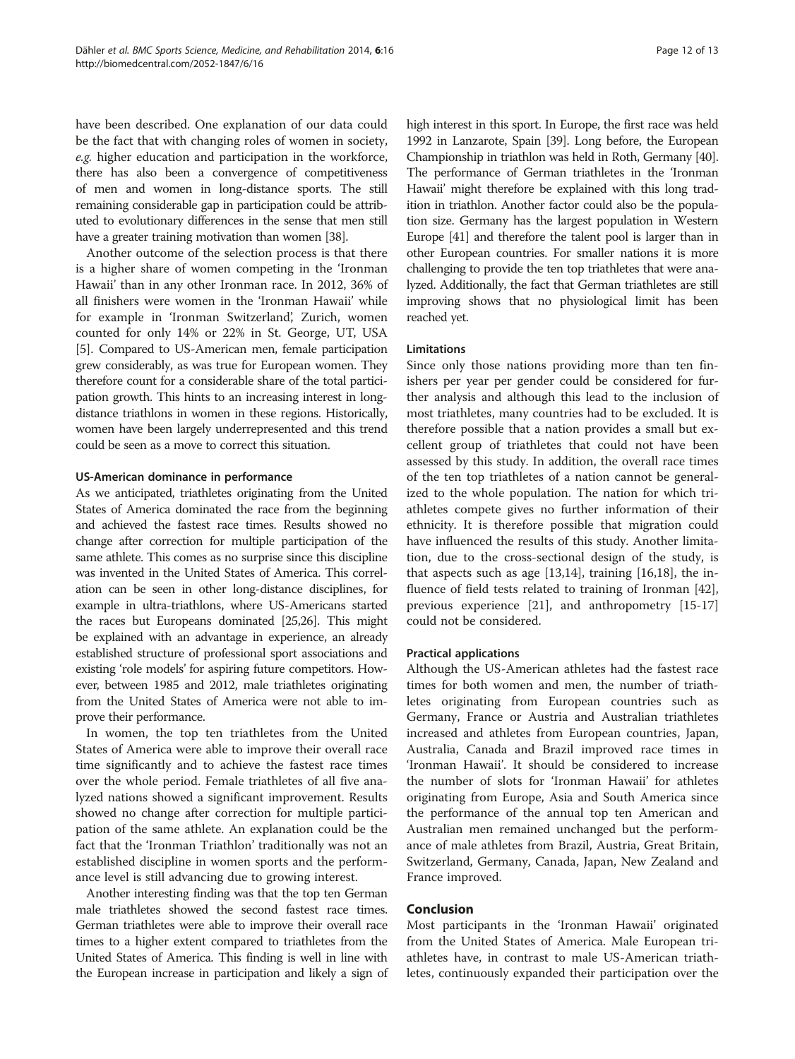have been described. One explanation of our data could be the fact that with changing roles of women in society, *e.g.* higher education and participation in the workforce, there has also been a convergence of competitiveness of men and women in long-distance sports. The still remaining considerable gap in participation could be attributed to evolutionary differences in the sense that men still have a greater training motivation than women [38].

Another outcome of the selection process is that there is a higher share of women competing in the 'Ironman Hawaii' than in any other Ironman race. In 2012, 36% of all finishers were women in the 'Ironman Hawaii' while for example in 'Ironman Switzerland', Zurich, women counted for only 14% or 22% in St. George, UT, USA [5]. Compared to US-American men, female participation grew considerably, as was true for European women. They therefore count for a considerable share of the total participation growth. This hints to an increasing interest in long-distance triathlons in women in these regions. Historically, women have been largely underrepresented and this trend could be seen as a move to correct this situation.

#### US-American dominance in performance

As we anticipated, triathletes originating from the United States of America dominated the race from the beginning and achieved the fastest race times. Results showed no change after correction for multiple participation of the same athlete. This comes as no surprise since this discipline was invented in the United States of America. This correlation can be seen in other long-distance disciplines, for example in ultra-triathlons, where US-Americans started the races but Europeans dominated [25,26]. This might be explained with an advantage in experience, an already established structure of professional sport associations and existing 'role models' for aspiring future competitors. However, between 1985 and 2012, male triathletes originating from the United States of America were not able to improve their performance.

In women, the top ten triathletes from the United States of America were able to improve their overall race time significantly and to achieve the fastest race times over the whole period. Female triathletes of all five analyzed nations showed a significant improvement. Results showed no change after correction for multiple participation of the same athlete. An explanation could be the fact that the 'Ironman Triathlon' traditionally was not an established discipline in women sports and the performance level is still advancing due to growing interest.

Another interesting finding was that the top ten German male triathletes showed the second fastest race times. German triathletes were able to improve their overall race times to a higher extent compared to triathletes from the United States of America. This finding is well in line with the European increase in participation and likely a sign of high interest in this sport. In Europe, the first race was held 1992 in Lanzarote, Spain [39]. Long before, the European Championship in triathlon was held in Roth, Germany [40]. The performance of German triathletes in the 'Ironman Hawaii' might therefore be explained with this long tradition in triathlon. Another factor could also be the population size. Germany has the largest population in Western Europe [41] and therefore the talent pool is larger than in other European countries. For smaller nations it is more challenging to provide the ten top triathletes that were analyzed. Additionally, the fact that German triathletes are still improving shows that no physiological limit has been reached yet.

#### Limitations

Since only those nations providing more than ten finishers per year per gender could be considered for further analysis and although this lead to the inclusion of most triathletes, many countries had to be excluded. It is therefore possible that a nation provides a small but excellent group of triathletes that could not have been assessed by this study. In addition, the overall race times of the ten top triathletes of a nation cannot be generalized to the whole population. The nation for which triathletes compete gives no further information of their ethnicity. It is therefore possible that migration could have influenced the results of this study. Another limitation, due to the cross-sectional design of the study, is that aspects such as age [13,14], training [16,18], the influence of field tests related to training of Ironman [42], previous experience [21], and anthropometry [15-17] could not be considered.

#### Practical applications

Although the US-American athletes had the fastest race times for both women and men, the number of triathletes originating from European countries such as Germany, France or Austria and Australian triathletes increased and athletes from European countries, Japan, Australia, Canada and Brazil improved race times in 'Ironman Hawaii'. It should be considered to increase the number of slots for 'Ironman Hawaii' for athletes originating from Europe, Asia and South America since the performance of the annual top ten American and Australian men remained unchanged but the performance of male athletes from Brazil, Austria, Great Britain, Switzerland, Germany, Canada, Japan, New Zealand and France improved.

## Conclusion

Most participants in the 'Ironman Hawaii' originated from the United States of America. Male European triathletes have, in contrast to male US-American triathletes, continuously expanded their participation over the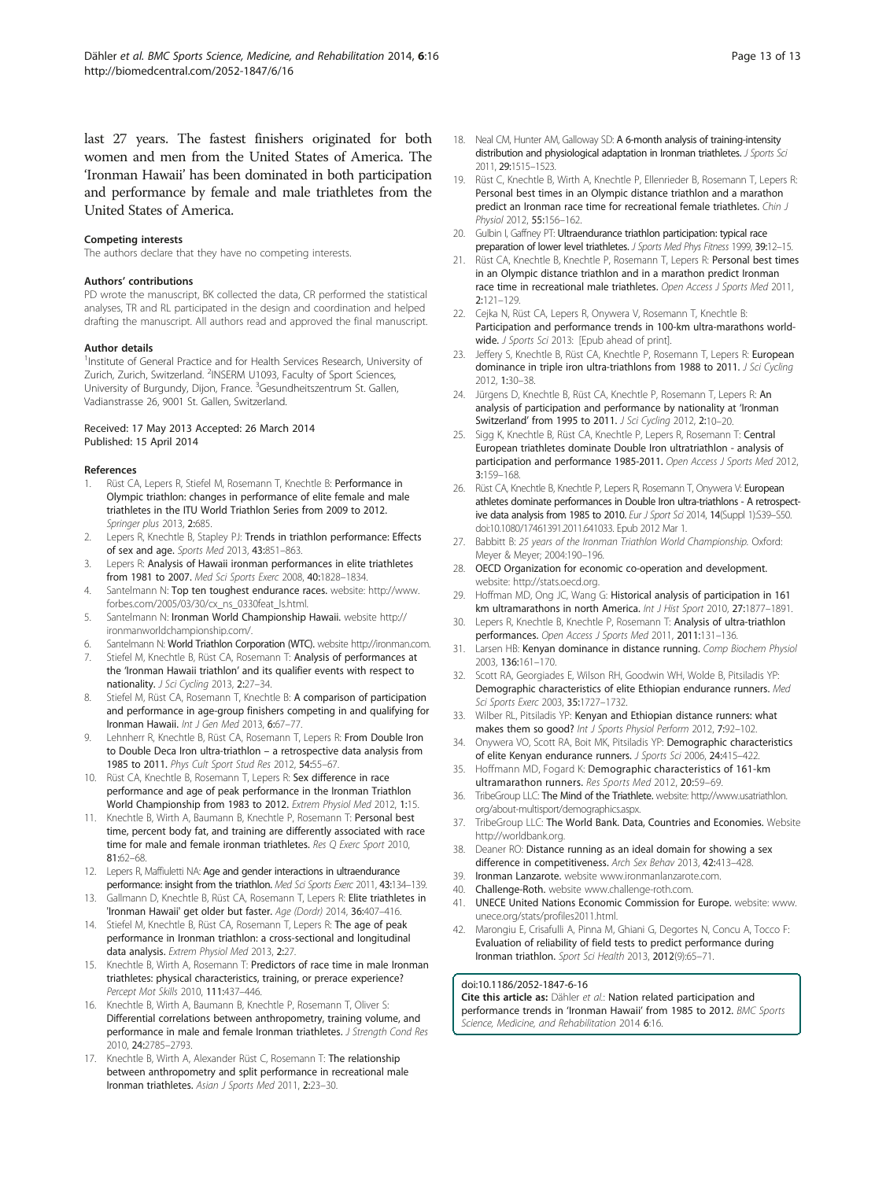last 27 years. The fastest finishers originated for both women and men from the United States of America. The 'Ironman Hawaii' has been dominated in both participation and performance by female and male triathletes from the United States of America.

#### Competing interests

The authors declare that they have no competing interests.

#### Authors' contributions

PD wrote the manuscript, BK collected the data, CR performed the statistical analyses, TR and RL participated in the design and coordination and helped drafting the manuscript. All authors read and approved the final manuscript.

#### Author details

[1]Institute of General Practice and for Health Services Research, University of Zurich, Zurich, Switzerland. [2]INSERM U1093, Faculty of Sport Sciences, University of Burgundy, Dijon, France. [3]Gesundheitszentrum St. Gallen, Vadianstrasse 26, 9001 St. Gallen, Switzerland.

Received: 17 May 2013 Accepted: 26 March 2014
Published: 15 April 2014

#### References

1. Rüst CA, Lepers R, Stiefel M, Rosemann T, Knechtle B: **Performance in Olympic triathlon: changes in performance of elite female and male triathletes in the ITU World Triathlon Series from 2009 to 2012.** *Springer plus* 2013, **2:**685.
2. Lepers R, Knechtle B, Stapley PJ: **Trends in triathlon performance: Effects of sex and age.** *Sports Med* 2013, **43:**851–863.
3. Lepers R: **Analysis of Hawaii ironman performances in elite triathletes from 1981 to 2007.** *Med Sci Sports Exerc* 2008, **40:**1828–1834.
4. Santelmann N: **Top ten toughest endurance races.** website: http://www.forbes.com/2005/03/30/cx_ns_0330feat_ls.html.
5. Santelmann N: **Ironman World Championship Hawaii.** website http://ironmanworldchampionship.com/.
6. Santelmann N: **World Triathlon Corporation (WTC).** website http://ironman.com.
7. Stiefel M, Knechtle B, Rüst CA, Rosemann T: **Analysis of performances at the 'Ironman Hawaii triathlon' and its qualifier events with respect to nationality.** *J Sci Cycling* 2013, **2:**27–34.
8. Stiefel M, Rüst CA, Rosemann T, Knechtle B: **A comparison of participation and performance in age-group finishers competing in and qualifying for Ironman Hawaii.** *Int J Gen Med* 2013, **6:**67–77.
9. Lehnherr R, Knechtle B, Rüst CA, Rosemann T, Lepers R: **From Double Iron to Double Deca Iron ultra-triathlon – a retrospective data analysis from 1985 to 2011.** *Phys Cult Sport Stud Res* 2012, **54:**55–67.
10. Rüst CA, Knechtle B, Rosemann T, Lepers R: **Sex difference in race performance and age of peak performance in the Ironman Triathlon World Championship from 1983 to 2012.** *Extrem Physiol Med* 2012, **1:**15.
11. Knechtle B, Wirth A, Baumann B, Knechtle P, Rosemann T: **Personal best time, percent body fat, and training are differently associated with race time for male and female ironman triathletes.** *Res Q Exerc Sport* 2010, **81:**62–68.
12. Lepers R, Maffiuletti NA: **Age and gender interactions in ultraendurance performance: insight from the triathlon.** *Med Sci Sports Exerc* 2011, **43:**134–139.
13. Gallmann D, Knechtle B, Rüst CA, Rosemann T, Lepers R: **Elite triathletes in 'Ironman Hawaii' get older but faster.** *Age (Dordr)* 2014, **36:**407–416.
14. Stiefel M, Knechtle B, Rüst CA, Rosemann T, Lepers R: **The age of peak performance in Ironman triathlon: a cross-sectional and longitudinal data analysis.** *Extrem Physiol Med* 2013, **2:**27.
15. Knechtle B, Wirth A, Rosemann T: **Predictors of race time in male Ironman triathletes: physical characteristics, training, or prerace experience?** *Percept Mot Skills* 2010, **111:**437–446.
16. Knechtle B, Wirth A, Baumann B, Knechtle P, Rosemann T, Oliver S: **Differential correlations between anthropometry, training volume, and performance in male and female Ironman triathletes.** *J Strength Cond Res* 2010, **24:**2785–2793.
17. Knechtle B, Wirth A, Alexander Rüst C, Rosemann T: **The relationship between anthropometry and split performance in recreational male Ironman triathletes.** *Asian J Sports Med* 2011, **2:**23–30.
18. Neal CM, Hunter AM, Galloway SD: **A 6-month analysis of training-intensity distribution and physiological adaptation in Ironman triathletes.** *J Sports Sci* 2011, **29:**1515–1523.
19. Rüst C, Knechtle B, Wirth A, Knechtle P, Ellenrieder B, Rosemann T, Lepers R: **Personal best times in an Olympic distance triathlon and a marathon predict an Ironman race time for recreational female triathletes.** *Chin J Physiol* 2012, **55:**156–162.
20. Gulbin I, Gaffney PT: **Ultraendurance triathlon participation: typical race preparation of lower level triathletes.** *J Sports Med Phys Fitness* 1999, **39:**12–15.
21. Rüst CA, Knechtle B, Knechtle P, Rosemann T, Lepers R: **Personal best times in an Olympic distance triathlon and in a marathon predict Ironman race time in recreational male triathletes.** *Open Access J Sports Med* 2011, **2:**121–129.
22. Cejka N, Rüst CA, Lepers R, Onywera V, Rosemann T, Knechtle B: **Participation and performance trends in 100-km ultra-marathons worldwide.** *J Sports Sci* 2013: [Epub ahead of print].
23. Jeffery S, Knechtle B, Rüst CA, Knechtle P, Rosemann T, Lepers R: **European dominance in triple iron ultra-triathlons from 1988 to 2011.** *J Sci Cycling* 2012, **1:**30–38.
24. Jürgens D, Knechtle B, Rüst CA, Knechtle P, Rosemann T, Lepers R: **An analysis of participation and performance by nationality at 'Ironman Switzerland' from 1995 to 2011.** *J Sci Cycling* 2012, **2:**10–20.
25. Sigg K, Knechtle B, Rüst CA, Knechtle P, Lepers R, Rosemann T: **Central European triathletes dominate Double Iron ultratriathlon - analysis of participation and performance 1985-2011.** *Open Access J Sports Med* 2012, **3:**159–168.
26. Rüst CA, Knechtle B, Knechtle P, Lepers R, Rosemann T, Onywera V: **European athletes dominate performances in Double Iron ultra-triathlons - A retrospective data analysis from 1985 to 2010.** *Eur J Sport Sci* 2014, **14**(Suppl 1):S39–S50. doi:10.1080/17461391.2011.641033. Epub 2012 Mar 1.
27. Babbitt B: *25 years of the Ironman Triathlon World Championship.* Oxford: Meyer & Meyer; 2004:190–196.
28. OECD Organization for economic co-operation and development. website: http://stats.oecd.org.
29. Hoffman MD, Ong JC, Wang G: **Historical analysis of participation in 161 km ultramarathons in north America.** *Int J Hist Sport* 2010, **27:**1877–1891.
30. Lepers R, Knechtle B, Knechtle P, Rosemann T: **Analysis of ultra-triathlon performances.** *Open Access J Sports Med* 2011, **2011:**131–136.
31. Larsen HB: **Kenyan dominance in distance running.** *Comp Biochem Physiol* 2003, **136:**161–170.
32. Scott RA, Georgiades E, Wilson RH, Goodwin WH, Wolde B, Pitsiladis YP: **Demographic characteristics of elite Ethiopian endurance runners.** *Med Sci Sports Exerc* 2003, **35:**1727–1732.
33. Wilber RL, Pitsiladis YP: **Kenyan and Ethiopian distance runners: what makes them so good?** *Int J Sports Physiol Perform* 2012, **7:**92–102.
34. Onywera VO, Scott RA, Boit MK, Pitsiladis YP: **Demographic characteristics of elite Kenyan endurance runners.** *J Sports Sci* 2006, **24:**415–422.
35. Hoffmann MD, Fogard K: **Demographic characteristics of 161-km ultramarathon runners.** *Res Sports Med* 2012, **20:**59–69.
36. TribeGroup LLC: **The Mind of the Triathlete.** website: http://www.usatriathlon.org/about-multisport/demographics.aspx.
37. TribeGroup LLC: **The World Bank. Data, Countries and Economies.** Website http://worldbank.org.
38. Deaner RO: **Distance running as an ideal domain for showing a sex difference in competitiveness.** *Arch Sex Behav* 2013, **42:**413–428.
39. **Ironman Lanzarote.** website www.ironmanlanzarote.com.
40. **Challenge-Roth.** website www.challenge-roth.com.
41. **UNECE United Nations Economic Commission for Europe.** website: www.unece.org/stats/profiles2011.html.
42. Marongiu E, Crisafulli A, Pinna M, Ghiani G, Degortes N, Concu A, Tocco F: **Evaluation of reliability of field tests to predict performance during Ironman triathlon.** *Sport Sci Health* 2013, **2012**(9):65–71.

doi:10.1186/2052-1847-6-16

**Cite this article as:** Dähler *et al.*: Nation related participation and performance trends in 'Ironman Hawaii' from 1985 to 2012. *BMC Sports Science, Medicine, and Rehabilitation* 2014 **6**:16.